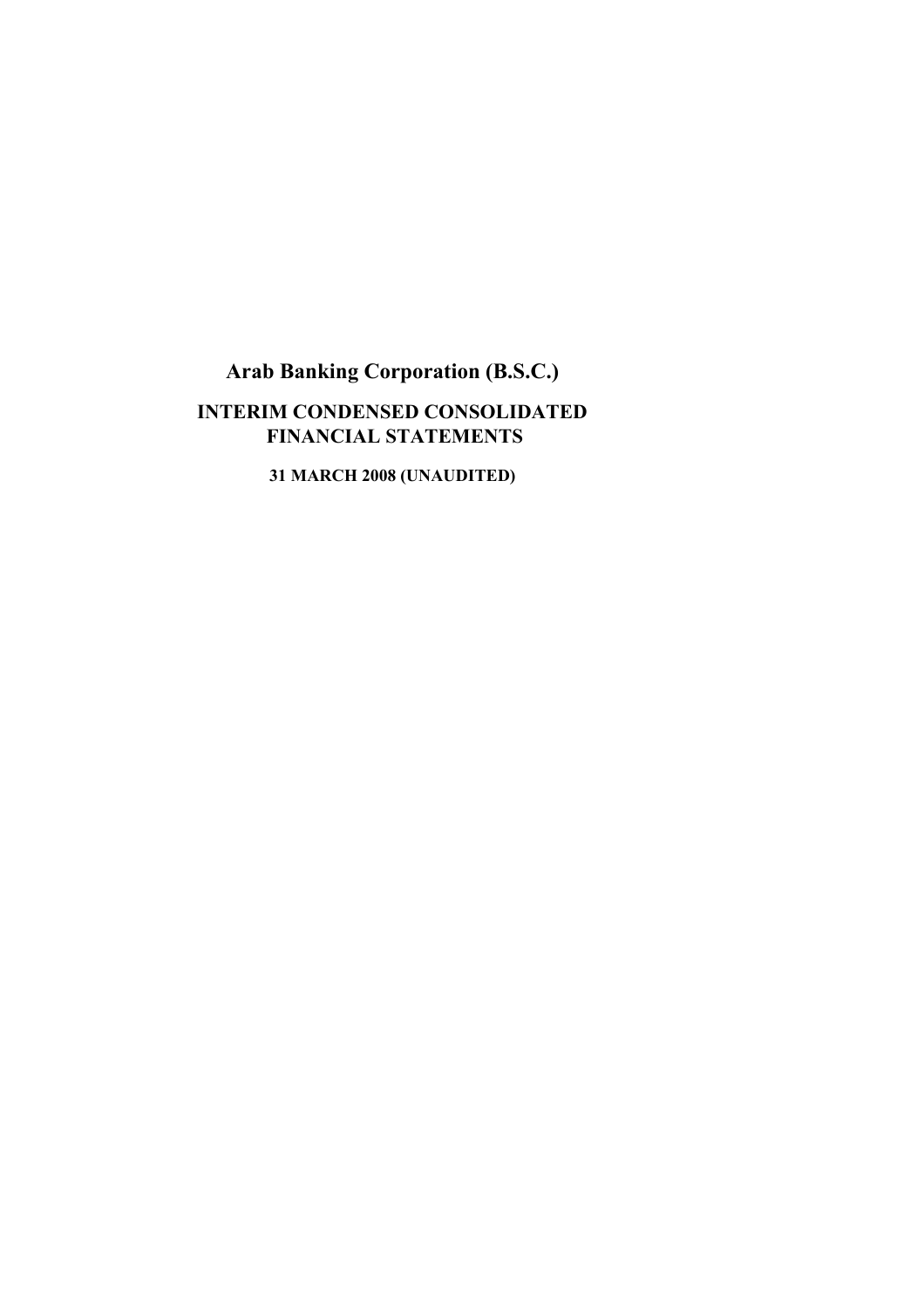# Arab Banking Corporation (B.S.C.)

## INTERIM CONDENSED CONSOLIDATED FINANCIAL STATEMENTS

### 31 MARCH 2008 (UNAUDITED)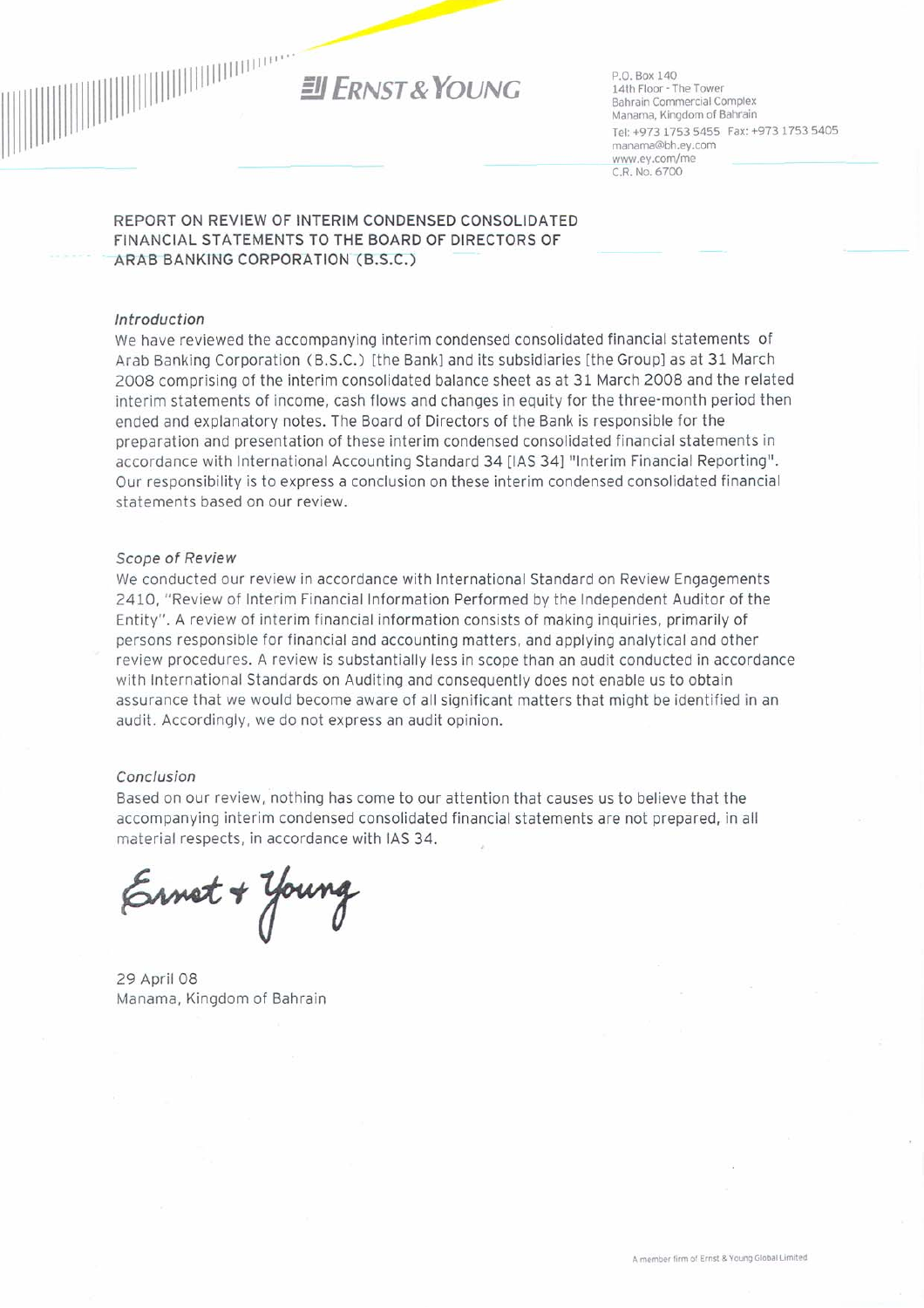ERNST & YOUNG

P.O. Box 140
14th Floor - The Tower
Bahrain Commercial Complex
Manama, Kingdom of Bahrain
Tel: +973 1753 5455 Fax: +973 1753 5405
manama@bh.ey.com
www.ey.com/me
C.R. No. 6700

## REPORT ON REVIEW OF INTERIM CONDENSED CONSOLIDATED FINANCIAL STATEMENTS TO THE BOARD OF DIRECTORS OF ARAB BANKING CORPORATION (B.S.C.)

### *Introduction*

We have reviewed the accompanying interim condensed consolidated financial statements of Arab Banking Corporation (B.S.C.) [the Bank] and its subsidiaries [the Group] as at 31 March 2008 comprising of the interim consolidated balance sheet as at 31 March 2008 and the related interim statements of income, cash flows and changes in equity for the three-month period then ended and explanatory notes. The Board of Directors of the Bank is responsible for the preparation and presentation of these interim condensed consolidated financial statements in accordance with International Accounting Standard 34 [IAS 34] "Interim Financial Reporting". Our responsibility is to express a conclusion on these interim condensed consolidated financial statements based on our review.

### *Scope of Review*

We conducted our review in accordance with International Standard on Review Engagements 2410, "Review of Interim Financial Information Performed by the Independent Auditor of the Entity". A review of interim financial information consists of making inquiries, primarily of persons responsible for financial and accounting matters, and applying analytical and other review procedures. A review is substantially less in scope than an audit conducted in accordance with International Standards on Auditing and consequently does not enable us to obtain assurance that we would become aware of all significant matters that might be identified in an audit. Accordingly, we do not express an audit opinion.

### *Conclusion*

Based on our review, nothing has come to our attention that causes us to believe that the accompanying interim condensed consolidated financial statements are not prepared, in all material respects, in accordance with IAS 34.

Ernst + Young

29 April 08
Manama, Kingdom of Bahrain

A member firm of Ernst & Young Global Limited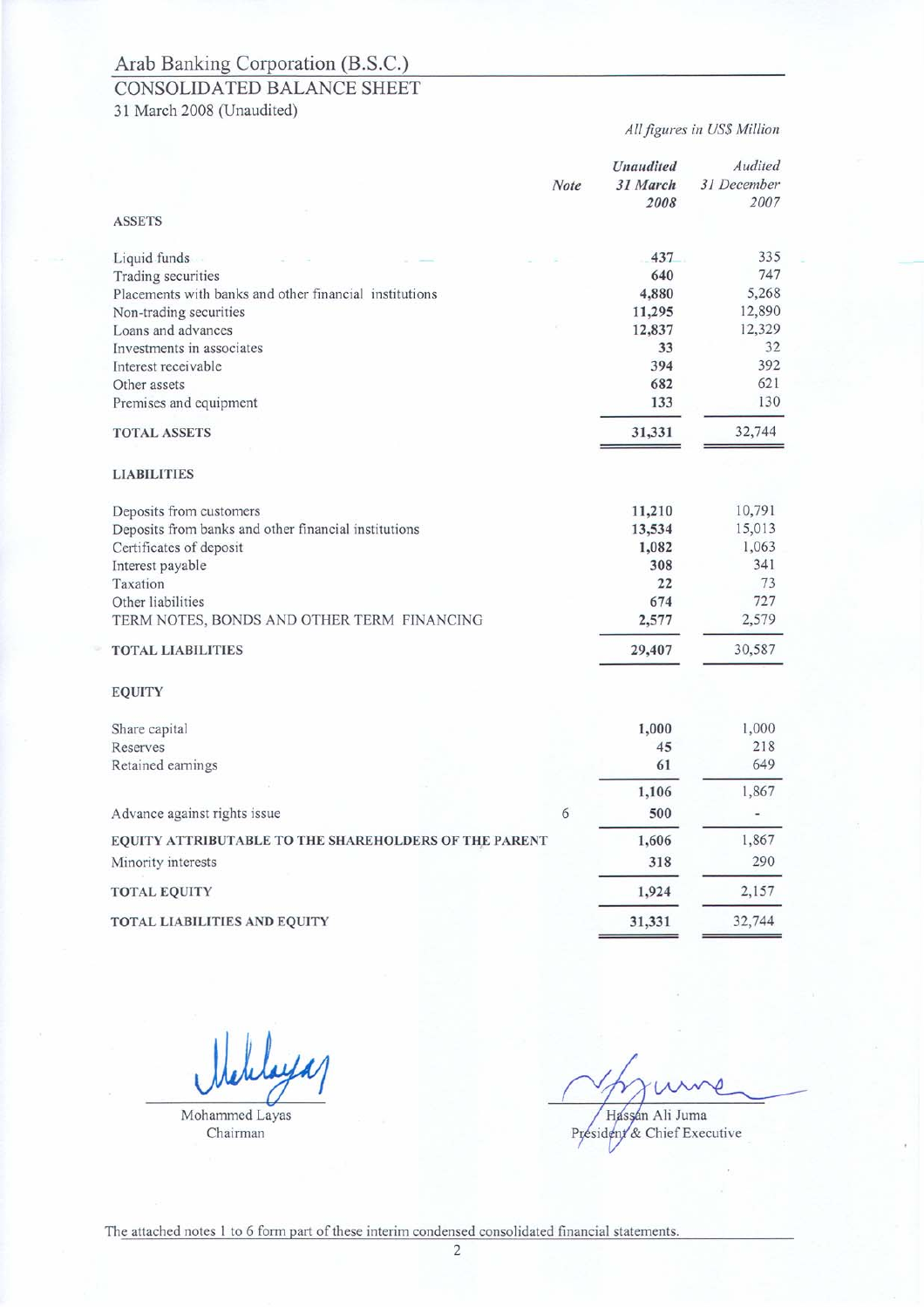# Arab Banking Corporation (B.S.C.)

## CONSOLIDATED BALANCE SHEET

31 March 2008 (Unaudited)

*All figures in US$ Million*

| | Note | *Unaudited 31 March 2008* | *Audited 31 December 2007* |
|---|---|---|---|
| **ASSETS** | | | |
| Liquid funds | | **437** | 335 |
| Trading securities | | **640** | 747 |
| Placements with banks and other financial institutions | | **4,880** | 5,268 |
| Non-trading securities | | **11,295** | 12,890 |
| Loans and advances | | **12,837** | 12,329 |
| Investments in associates | | **33** | 32 |
| Interest receivable | | **394** | 392 |
| Other assets | | **682** | 621 |
| Premises and equipment | | **133** | 130 |
| **TOTAL ASSETS** | | **31,331** | 32,744 |
| **LIABILITIES** | | | |
| Deposits from customers | | **11,210** | 10,791 |
| Deposits from banks and other financial institutions | | **13,534** | 15,013 |
| Certificates of deposit | | **1,082** | 1,063 |
| Interest payable | | **308** | 341 |
| Taxation | | **22** | 73 |
| Other liabilities | | **674** | 727 |
| TERM NOTES, BONDS AND OTHER TERM FINANCING | | **2,577** | 2,579 |
| **TOTAL LIABILITIES** | | **29,407** | 30,587 |
| **EQUITY** | | | |
| Share capital | | **1,000** | 1,000 |
| Reserves | | **45** | 218 |
| Retained earnings | | **61** | 649 |
| | | **1,106** | 1,867 |
| Advance against rights issue | 6 | **500** | - |
| **EQUITY ATTRIBUTABLE TO THE SHAREHOLDERS OF THE PARENT** | | **1,606** | 1,867 |
| Minority interests | | **318** | 290 |
| **TOTAL EQUITY** | | **1,924** | 2,157 |
| **TOTAL LIABILITIES AND EQUITY** | | **31,331** | 32,744 |

Mohammed Layas
Chairman

Hassan Ali Juma
President & Chief Executive

The attached notes 1 to 6 form part of these interim condensed consolidated financial statements.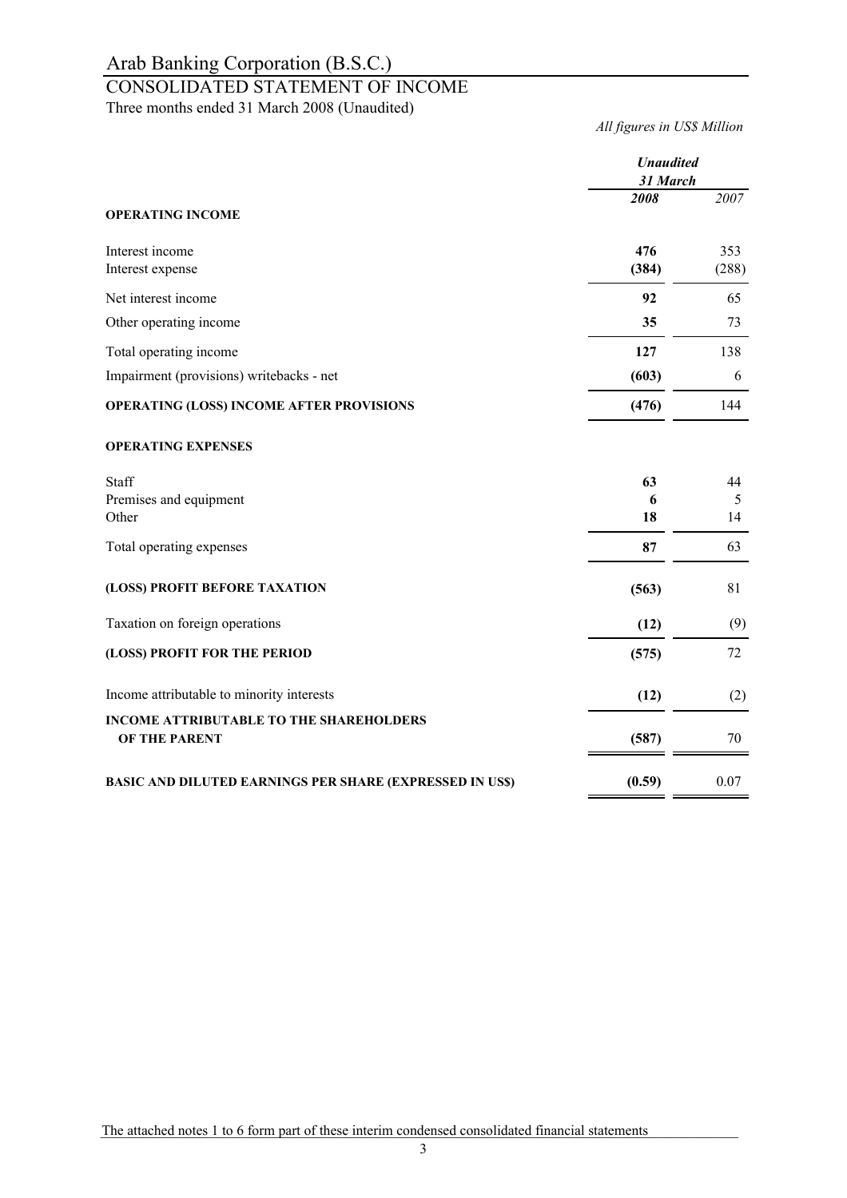# Arab Banking Corporation (B.S.C.)

## CONSOLIDATED STATEMENT OF INCOME

Three months ended 31 March 2008 (Unaudited)

*All figures in US$ Million*

| | ***Unaudited 31 March*** | |
|---|---|---|
| | ***2008*** | *2007* |
| **OPERATING INCOME** | | |
| Interest income | **476** | 353 |
| Interest expense | **(384)** | (288) |
| Net interest income | **92** | 65 |
| Other operating income | **35** | 73 |
| Total operating income | **127** | 138 |
| Impairment (provisions) writebacks - net | **(603)** | 6 |
| **OPERATING (LOSS) INCOME AFTER PROVISIONS** | **(476)** | 144 |
| **OPERATING EXPENSES** | | |
| Staff | **63** | 44 |
| Premises and equipment | **6** | 5 |
| Other | **18** | 14 |
| Total operating expenses | **87** | 63 |
| **(LOSS) PROFIT BEFORE TAXATION** | **(563)** | 81 |
| Taxation on foreign operations | **(12)** | (9) |
| **(LOSS) PROFIT FOR THE PERIOD** | **(575)** | 72 |
| Income attributable to minority interests | **(12)** | (2) |
| **INCOME ATTRIBUTABLE TO THE SHAREHOLDERS OF THE PARENT** | **(587)** | 70 |
| **BASIC AND DILUTED EARNINGS PER SHARE (EXPRESSED IN US$)** | **(0.59)** | 0.07 |

The attached notes 1 to 6 form part of these interim condensed consolidated financial statements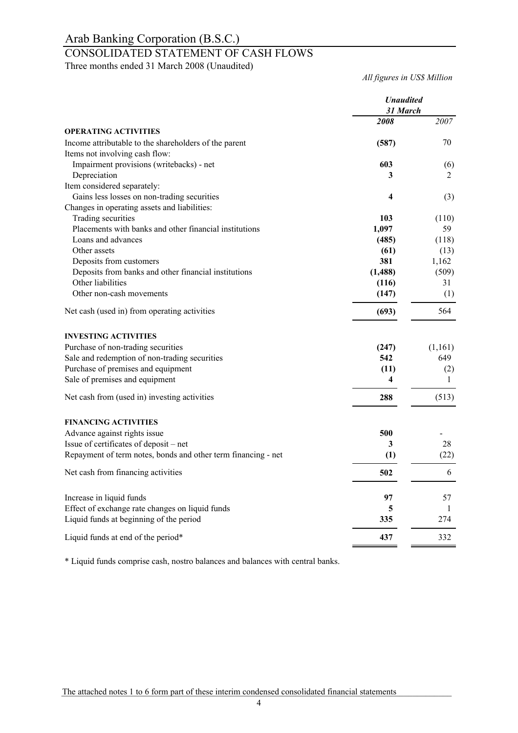# Arab Banking Corporation (B.S.C.)

## CONSOLIDATED STATEMENT OF CASH FLOWS

Three months ended 31 March 2008 (Unaudited)

*All figures in US$ Million*

| | *Unaudited* | |
|---|---|---|
| | *31 March* | |
| | ***2008*** | *2007* |
| **OPERATING ACTIVITIES** | | |
| Income attributable to the shareholders of the parent | **(587)** | 70 |
| Items not involving cash flow: | | |
| Impairment provisions (writebacks) - net | **603** | (6) |
| Depreciation | **3** | 2 |
| Item considered separately: | | |
| Gains less losses on non-trading securities | **4** | (3) |
| Changes in operating assets and liabilities: | | |
| Trading securities | **103** | (110) |
| Placements with banks and other financial institutions | **1,097** | 59 |
| Loans and advances | **(485)** | (118) |
| Other assets | **(61)** | (13) |
| Deposits from customers | **381** | 1,162 |
| Deposits from banks and other financial institutions | **(1,488)** | (509) |
| Other liabilities | **(116)** | 31 |
| Other non-cash movements | **(147)** | (1) |
| Net cash (used in) from operating activities | **(693)** | 564 |
| **INVESTING ACTIVITIES** | | |
| Purchase of non-trading securities | **(247)** | (1,161) |
| Sale and redemption of non-trading securities | **542** | 649 |
| Purchase of premises and equipment | **(11)** | (2) |
| Sale of premises and equipment | **4** | 1 |
| Net cash from (used in) investing activities | **288** | (513) |
| **FINANCING ACTIVITIES** | | |
| Advance against rights issue | **500** | - |
| Issue of certificates of deposit – net | **3** | 28 |
| Repayment of term notes, bonds and other term financing - net | **(1)** | (22) |
| Net cash from financing activities | **502** | 6 |
| Increase in liquid funds | **97** | 57 |
| Effect of exchange rate changes on liquid funds | **5** | 1 |
| Liquid funds at beginning of the period | **335** | 274 |
| Liquid funds at end of the period* | **437** | 332 |

* Liquid funds comprise cash, nostro balances and balances with central banks.

The attached notes 1 to 6 form part of these interim condensed consolidated financial statements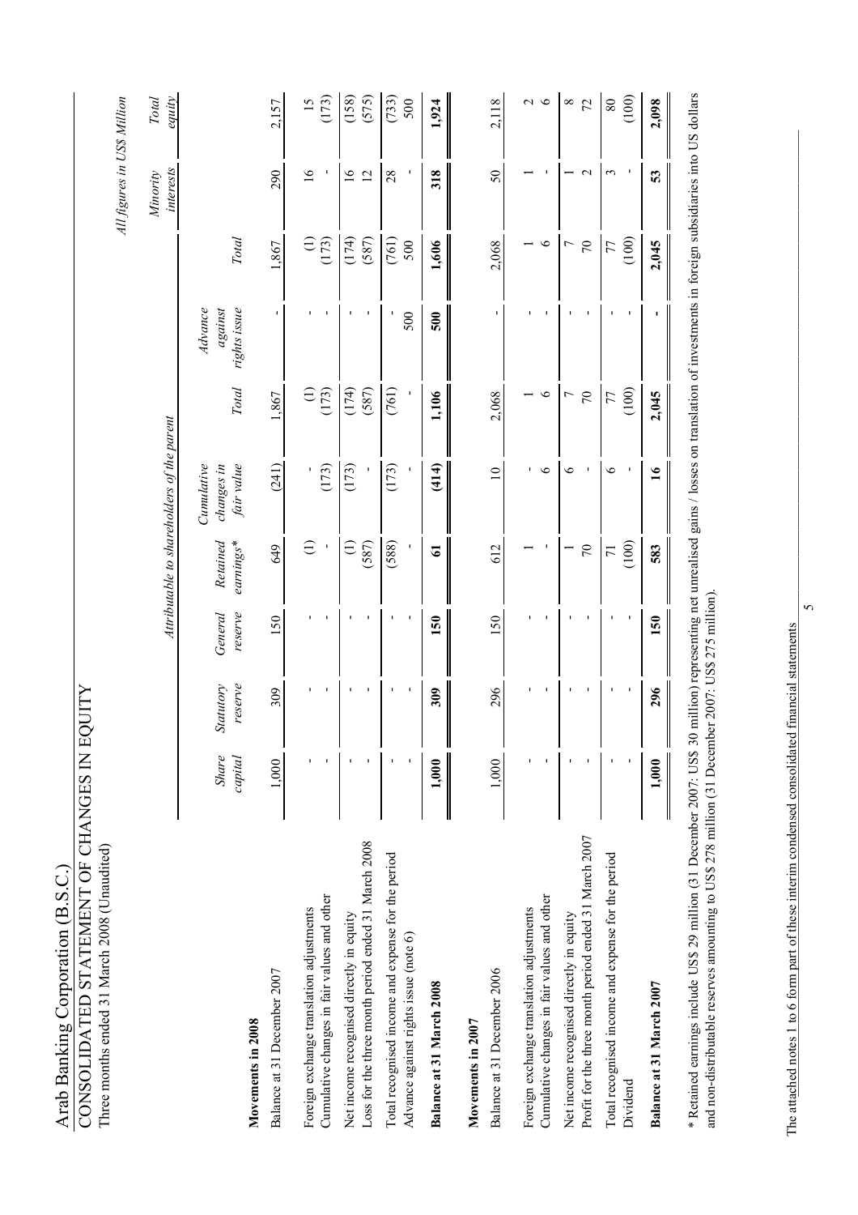Arab Banking Corporation (B.S.C.)

# CONSOLIDATED STATEMENT OF CHANGES IN EQUITY

Three months ended 31 March 2008 (Unaudited)

*All figures in US$ Million*

| | Attributable to shareholders of the parent | | | | | | | | | | |
|---|---|---|---|---|---|---|---|---|---|---|---|
| | *Share capital* | *Statutory reserve* | *General reserve* | *Retained earnings** | *Cumulative changes in fair value* | *Total* | *Advance against rights issue* | *Total* | *Minority interests* | *Total equity* |
| **Movements in 2008** | | | | | | | | | | |
| Balance at 31 December 2007 | 1,000 | 309 | 150 | 649 | (241) | 1,867 | - | 1,867 | 290 | 2,157 |
| Foreign exchange translation adjustments | - | - | - | (1) | - | (1) | - | (1) | 16 | 15 |
| Cumulative changes in fair values and other | - | - | - | - | (173) | (173) | - | (173) | - | (173) |
| Net income recognised directly in equity | - | - | - | (1) | (173) | (174) | - | (174) | 16 | (158) |
| Loss for the three month period ended 31 March 2008 | - | - | - | (587) | - | (587) | - | (587) | 12 | (575) |
| Total recognised income and expense for the period | - | - | - | (588) | (173) | (761) | - | (761) | 28 | (733) |
| Advance against rights issue (note 6) | - | - | - | - | - | - | 500 | 500 | - | 500 |
| **Balance at 31 March 2008** | **1,000** | **309** | **150** | **61** | **(414)** | **1,106** | **500** | **1,606** | **318** | **1,924** |
| **Movements in 2007** | | | | | | | | | | |
| Balance at 31 December 2006 | 1,000 | 296 | 150 | 612 | 10 | 2,068 | - | 2,068 | 50 | 2,118 |
| Foreign exchange translation adjustments | - | - | - | 1 | - | 1 | - | 1 | 1 | 2 |
| Cumulative changes in fair values and other | - | - | - | - | 6 | 6 | - | 6 | - | 6 |
| Net income recognised directly in equity | - | - | - | 1 | 6 | 7 | - | 7 | 1 | 8 |
| Profit for the three month period ended 31 March 2007 | - | - | - | 70 | - | 70 | - | 70 | 2 | 72 |
| Total recognised income and expense for the period | - | - | - | 71 | 6 | 77 | - | 77 | 3 | 80 |
| Dividend | - | - | - | (100) | - | (100) | - | (100) | - | (100) |
| **Balance at 31 March 2007** | **1,000** | **296** | **150** | **583** | **16** | **2,045** | **-** | **2,045** | **53** | **2,098** |

\* Retained earnings include US$ 29 million (31 December 2007: US$ 30 million) representing net unrealised gains / losses on translation of investments in foreign subsidiaries into US dollars and non-distributable reserves amounting to US$ 278 million (31 December 2007: US$ 275 million).

The attached notes 1 to 6 form part of these interim condensed consolidated financial statements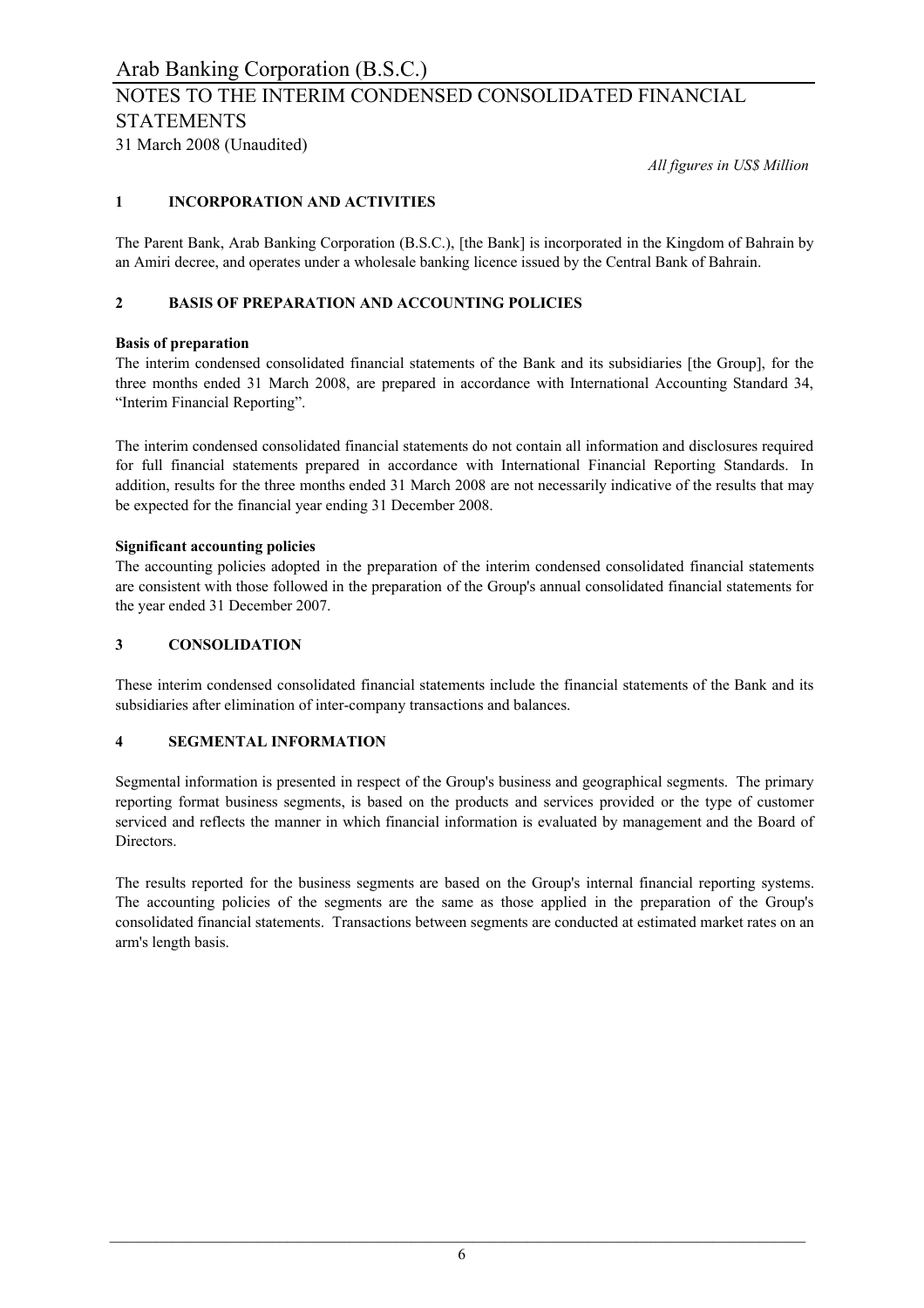# Arab Banking Corporation (B.S.C.)

## NOTES TO THE INTERIM CONDENSED CONSOLIDATED FINANCIAL STATEMENTS

31 March 2008 (Unaudited)

*All figures in US$ Million*

### 1 INCORPORATION AND ACTIVITIES

The Parent Bank, Arab Banking Corporation (B.S.C.), [the Bank] is incorporated in the Kingdom of Bahrain by an Amiri decree, and operates under a wholesale banking licence issued by the Central Bank of Bahrain.

### 2 BASIS OF PREPARATION AND ACCOUNTING POLICIES

**Basis of preparation**

The interim condensed consolidated financial statements of the Bank and its subsidiaries [the Group], for the three months ended 31 March 2008, are prepared in accordance with International Accounting Standard 34, "Interim Financial Reporting".

The interim condensed consolidated financial statements do not contain all information and disclosures required for full financial statements prepared in accordance with International Financial Reporting Standards. In addition, results for the three months ended 31 March 2008 are not necessarily indicative of the results that may be expected for the financial year ending 31 December 2008.

**Significant accounting policies**

The accounting policies adopted in the preparation of the interim condensed consolidated financial statements are consistent with those followed in the preparation of the Group's annual consolidated financial statements for the year ended 31 December 2007.

### 3 CONSOLIDATION

These interim condensed consolidated financial statements include the financial statements of the Bank and its subsidiaries after elimination of inter-company transactions and balances.

### 4 SEGMENTAL INFORMATION

Segmental information is presented in respect of the Group's business and geographical segments. The primary reporting format business segments, is based on the products and services provided or the type of customer serviced and reflects the manner in which financial information is evaluated by management and the Board of Directors.

The results reported for the business segments are based on the Group's internal financial reporting systems. The accounting policies of the segments are the same as those applied in the preparation of the Group's consolidated financial statements. Transactions between segments are conducted at estimated market rates on an arm's length basis.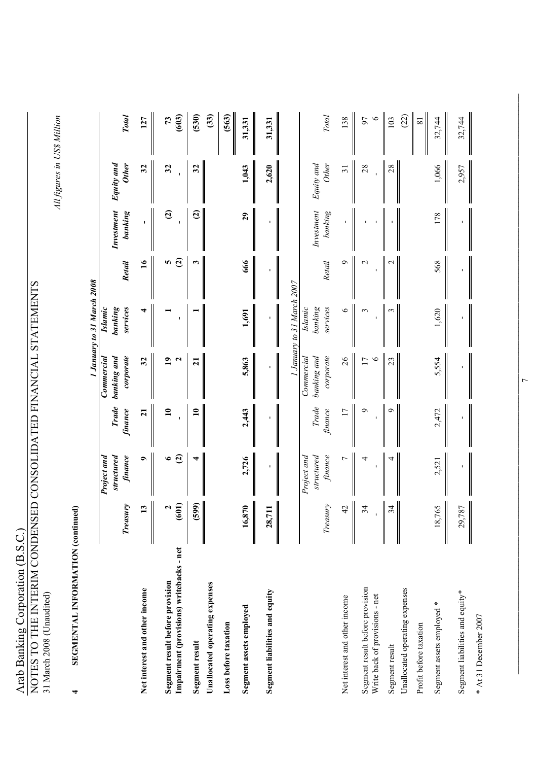Arab Banking Corporation (B.S.C.)

NOTES TO THE INTERIM CONDENSED CONSOLIDATED FINANCIAL STATEMENTS

31 March 2008 (Unaudited)

*All figures in US$ Million*

## 4 SEGMENTAL INFORMATION (continued)

| | *1 January to 31 March 2008* | | | | | | | |
|---|---|---|---|---|---|---|---|---|
| | ***Treasury*** | ***Project and structured finance*** | ***Trade finance*** | ***Commercial banking and corporate*** | ***Islamic banking services*** | ***Retail*** | ***Investment banking*** | ***Equity and Other*** | ***Total*** |
| **Net interest and other income** | **13** | **9** | **21** | **32** | **4** | **16** | **-** | **32** | **127** |
| **Segment result before provision** | **2** | **6** | **10** | **19** | **1** | **5** | **(2)** | **32** | **73** |
| **Impairment (provisions) writebacks - net** | **(601)** | **(2)** | **-** | **2** | **-** | **(2)** | **-** | **-** | **(603)** |
| **Segment result** | **(599)** | **4** | **10** | **21** | **1** | **3** | **(2)** | **32** | **(530)** |
| **Unallocated operating expenses** | | | | | | | | | **(33)** |
| **Loss before taxation** | | | | | | | | | **(563)** |
| **Segment assets employed** | **16,870** | **2,726** | **2,443** | **5,863** | **1,691** | **666** | **29** | **1,043** | **31,331** |
| **Segment liabilities and equity** | **28,711** | **-** | **-** | **-** | **-** | **-** | **-** | **2,620** | **31,331** |

| | *1 January to 31 March 2007* | | | | | | | | |
|---|---|---|---|---|---|---|---|---|---|
| | *Treasury* | *Project and structured finance* | *Trade finance* | *Commercial banking and corporate* | *Islamic banking services* | *Retail* | *Investment banking* | *Equity and Other* | *Total* |
| Net interest and other income | 42 | 7 | 17 | 26 | 6 | 9 | - | 31 | 138 |
| Segment result before provision | 34 | 4 | 9 | 17 | 3 | 2 | - | 28 | 97 |
| Write back of provisions - net | - | - | - | 6 | - | - | - | - | 6 |
| Segment result | 34 | 4 | 9 | 23 | 3 | 2 | - | 28 | 103 |
| Unallocated operating expenses | | | | | | | | | (22) |
| Profit before taxation | | | | | | | | | 81 |
| Segment assets employed * | 18,765 | 2,521 | 2,472 | 5,554 | 1,620 | 568 | 178 | 1,066 | 32,744 |
| Segment liabilities and equity* | 29,787 | - | - | - | - | - | - | 2,957 | 32,744 |

* At 31 December 2007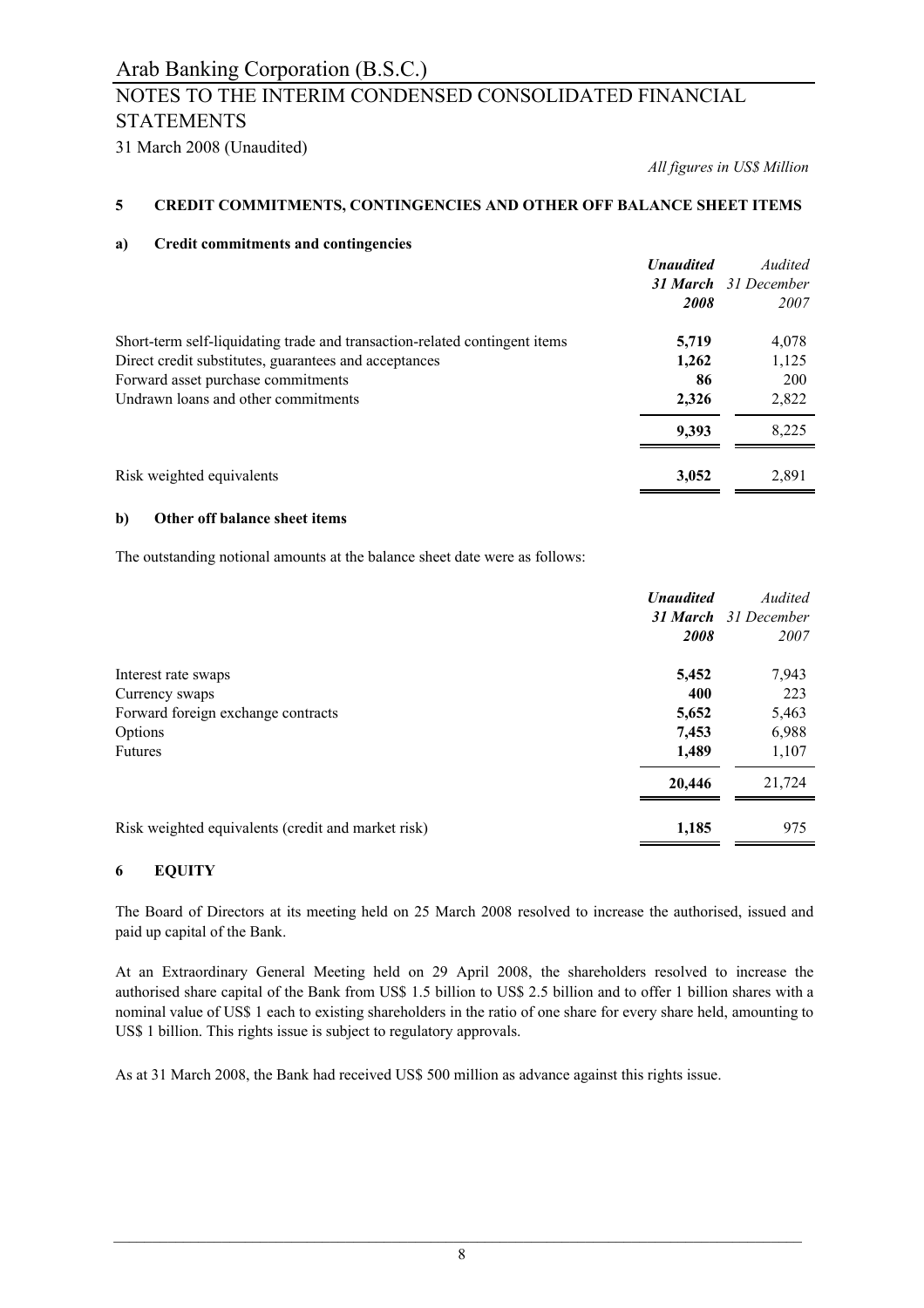# Arab Banking Corporation (B.S.C.)

## NOTES TO THE INTERIM CONDENSED CONSOLIDATED FINANCIAL STATEMENTS

31 March 2008 (Unaudited)

*All figures in US$ Million*

### 5 CREDIT COMMITMENTS, CONTINGENCIES AND OTHER OFF BALANCE SHEET ITEMS

#### a) Credit commitments and contingencies

| | ***Unaudited 31 March 2008*** | *Audited 31 December 2007* |
|---|---|---|
| Short-term self-liquidating trade and transaction-related contingent items | **5,719** | 4,078 |
| Direct credit substitutes, guarantees and acceptances | **1,262** | 1,125 |
| Forward asset purchase commitments | **86** | 200 |
| Undrawn loans and other commitments | **2,326** | 2,822 |
| | **9,393** | 8,225 |
| Risk weighted equivalents | **3,052** | 2,891 |

#### b) Other off balance sheet items

The outstanding notional amounts at the balance sheet date were as follows:

| | ***Unaudited 31 March 2008*** | *Audited 31 December 2007* |
|---|---|---|
| Interest rate swaps | **5,452** | 7,943 |
| Currency swaps | **400** | 223 |
| Forward foreign exchange contracts | **5,652** | 5,463 |
| Options | **7,453** | 6,988 |
| Futures | **1,489** | 1,107 |
| | **20,446** | 21,724 |
| Risk weighted equivalents (credit and market risk) | **1,185** | 975 |

### 6 EQUITY

The Board of Directors at its meeting held on 25 March 2008 resolved to increase the authorised, issued and paid up capital of the Bank.

At an Extraordinary General Meeting held on 29 April 2008, the shareholders resolved to increase the authorised share capital of the Bank from US$ 1.5 billion to US$ 2.5 billion and to offer 1 billion shares with a nominal value of US$ 1 each to existing shareholders in the ratio of one share for every share held, amounting to US$ 1 billion. This rights issue is subject to regulatory approvals.

As at 31 March 2008, the Bank had received US$ 500 million as advance against this rights issue.